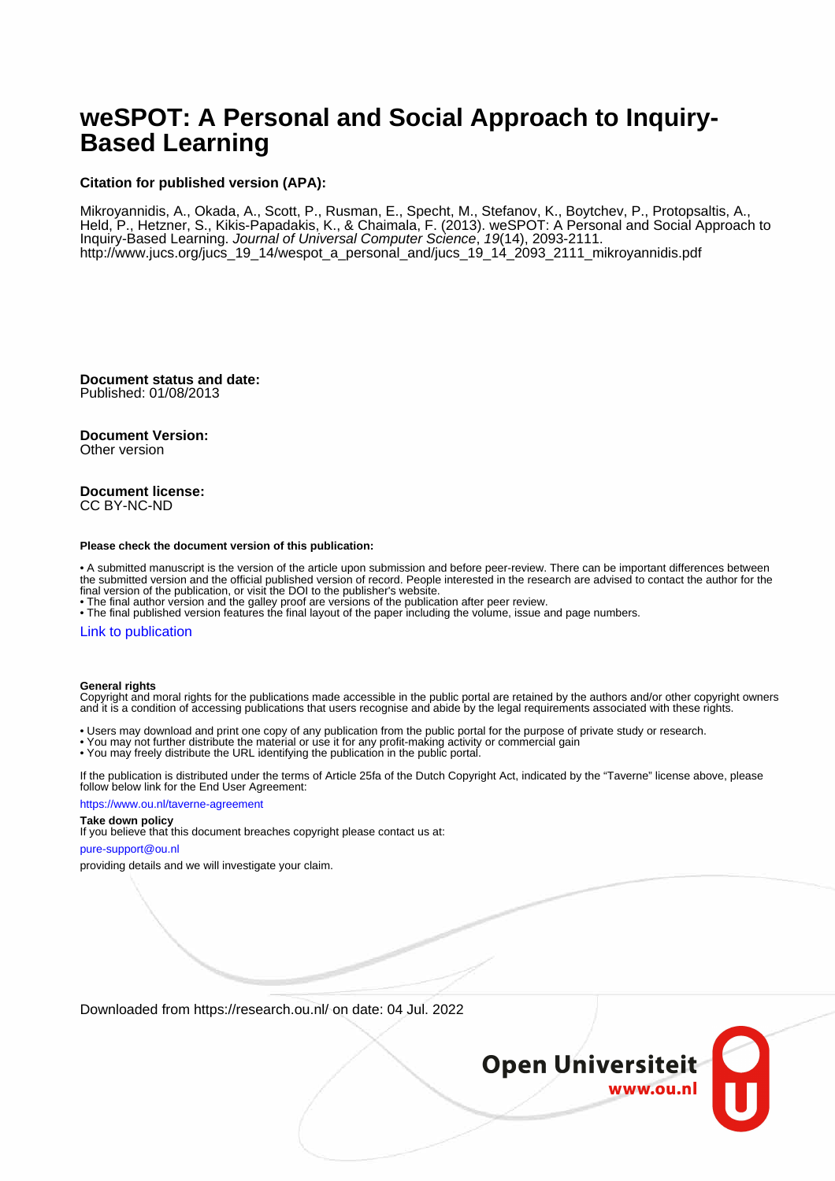# weSPOT: A Personal and Social Approach to Inquiry-Based Learning

**Citation for published version (APA):**

Mikroyannidis, A., Okada, A., Scott, P., Rusman, E., Specht, M., Stefanov, K., Boytchev, P., Protopsaltis, A., Held, P., Hetzner, S., Kikis-Papadakis, K., & Chaimala, F. (2013). weSPOT: A Personal and Social Approach to Inquiry-Based Learning. *Journal of Universal Computer Science*, *19*(14), 2093-2111. http://www.jucs.org/jucs_19_14/wespot_a_personal_and/jucs_19_14_2093_2111_mikroyannidis.pdf

**Document status and date:**
Published: 01/08/2013

**Document Version:**
Other version

**Document license:**
CC BY-NC-ND

**Please check the document version of this publication:**

• A submitted manuscript is the version of the article upon submission and before peer-review. There can be important differences between the submitted version and the official published version of record. People interested in the research are advised to contact the author for the final version of the publication, or visit the DOI to the publisher's website.
• The final author version and the galley proof are versions of the publication after peer review.
• The final published version features the final layout of the paper including the volume, issue and page numbers.

Link to publication

**General rights**
Copyright and moral rights for the publications made accessible in the public portal are retained by the authors and/or other copyright owners and it is a condition of accessing publications that users recognise and abide by the legal requirements associated with these rights.

• Users may download and print one copy of any publication from the public portal for the purpose of private study or research.
• You may not further distribute the material or use it for any profit-making activity or commercial gain
• You may freely distribute the URL identifying the publication in the public portal.

If the publication is distributed under the terms of Article 25fa of the Dutch Copyright Act, indicated by the "Taverne" license above, please follow below link for the End User Agreement:

https://www.ou.nl/taverne-agreement

**Take down policy**
If you believe that this document breaches copyright please contact us at:

pure-support@ou.nl

providing details and we will investigate your claim.

Downloaded from https://research.ou.nl/ on date: 04 Jul. 2022

Open Universiteit
www.ou.nl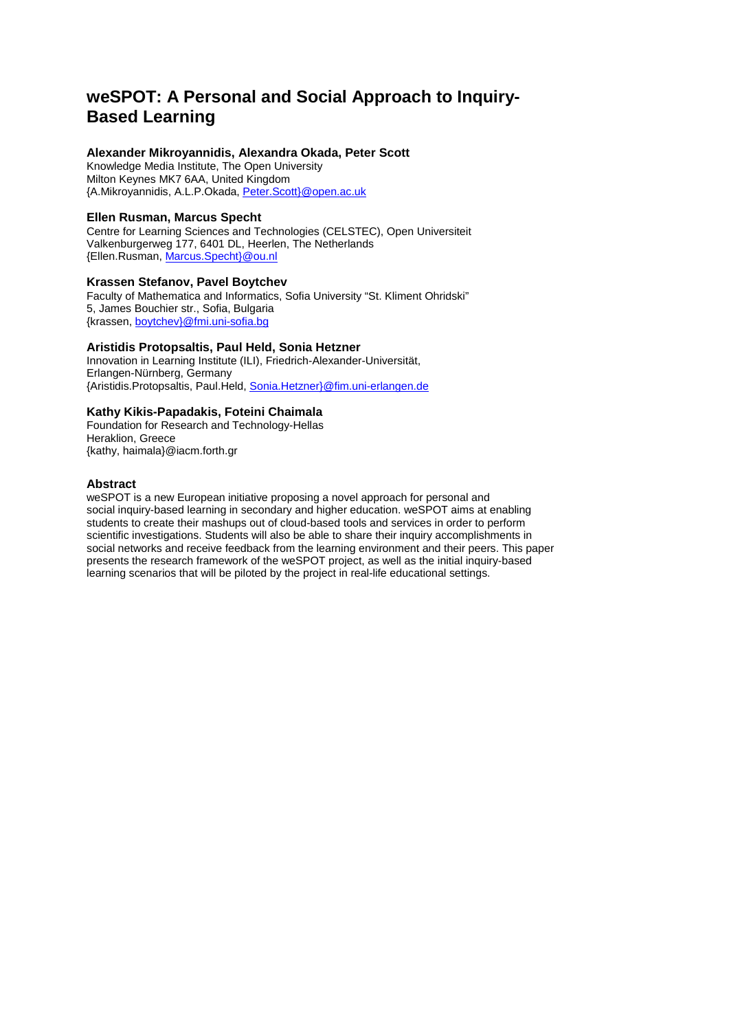# weSPOT: A Personal and Social Approach to Inquiry-Based Learning

**Alexander Mikroyannidis, Alexandra Okada, Peter Scott**
Knowledge Media Institute, The Open University
Milton Keynes MK7 6AA, United Kingdom
{A.Mikroyannidis, A.L.P.Okada, Peter.Scott}@open.ac.uk

**Ellen Rusman, Marcus Specht**
Centre for Learning Sciences and Technologies (CELSTEC), Open Universiteit
Valkenburgerweg 177, 6401 DL, Heerlen, The Netherlands
{Ellen.Rusman, Marcus.Specht}@ou.nl

**Krassen Stefanov, Pavel Boytchev**
Faculty of Mathematica and Informatics, Sofia University "St. Kliment Ohridski"
5, James Bouchier str., Sofia, Bulgaria
{krassen, boytchev}@fmi.uni-sofia.bg

**Aristidis Protopsaltis, Paul Held, Sonia Hetzner**
Innovation in Learning Institute (ILI), Friedrich-Alexander-Universität,
Erlangen-Nürnberg, Germany
{Aristidis.Protopsaltis, Paul.Held, Sonia.Hetzner}@fim.uni-erlangen.de

**Kathy Kikis-Papadakis, Foteini Chaimala**
Foundation for Research and Technology-Hellas
Heraklion, Greece
{kathy, haimala}@iacm.forth.gr

## Abstract

weSPOT is a new European initiative proposing a novel approach for personal and social inquiry-based learning in secondary and higher education. weSPOT aims at enabling students to create their mashups out of cloud-based tools and services in order to perform scientific investigations. Students will also be able to share their inquiry accomplishments in social networks and receive feedback from the learning environment and their peers. This paper presents the research framework of the weSPOT project, as well as the initial inquiry-based learning scenarios that will be piloted by the project in real-life educational settings.